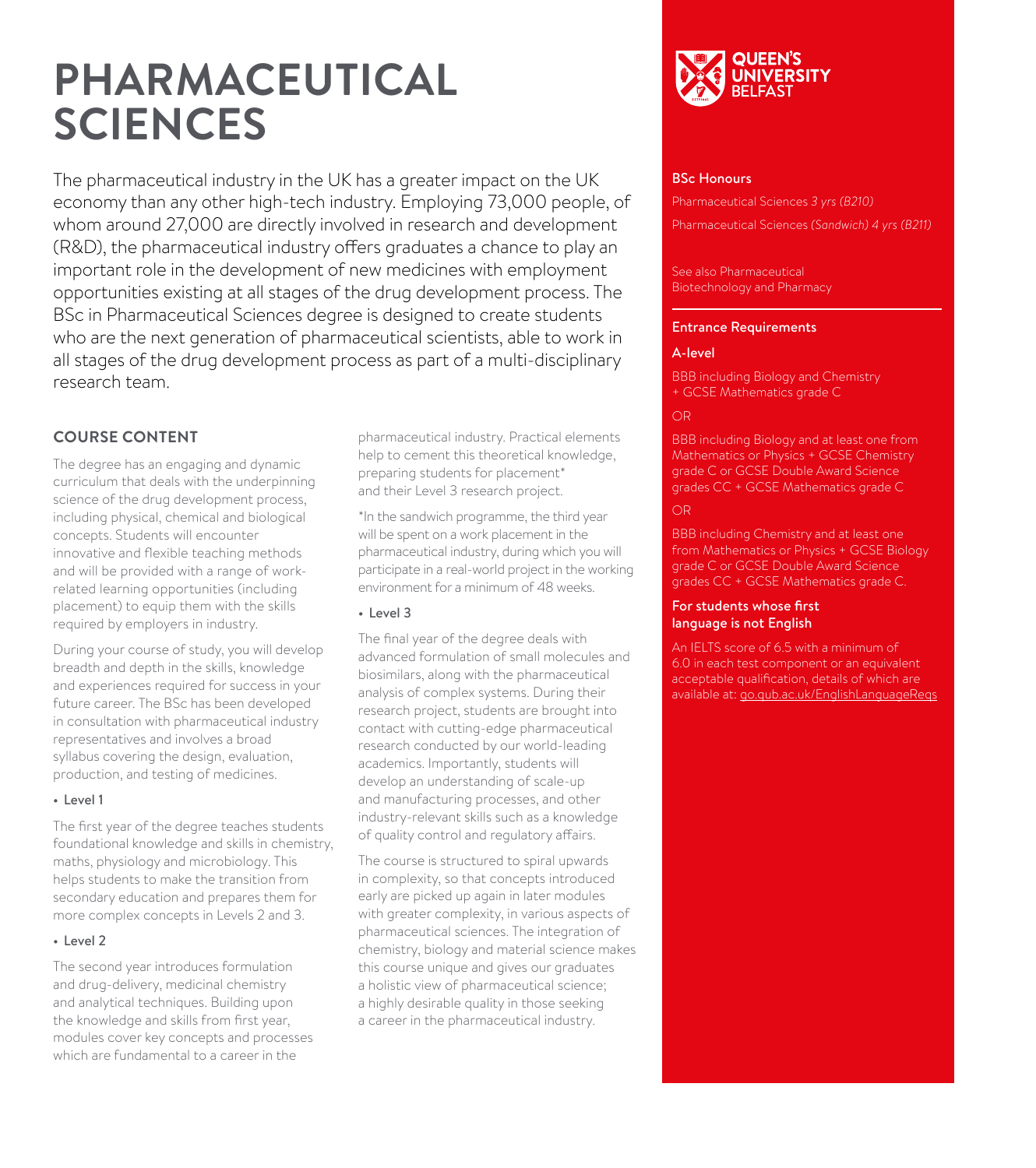# PHARMACEUTICAL SCIENCES

The pharmaceutical industry in the UK has a greater impact on the UK economy than any other high-tech industry. Employing 73,000 people, of whom around 27,000 are directly involved in research and development (R&D), the pharmaceutical industry offers graduates a chance to play an important role in the development of new medicines with employment opportunities existing at all stages of the drug development process. The BSc in Pharmaceutical Sciences degree is designed to create students who are the next generation of pharmaceutical scientists, able to work in all stages of the drug development process as part of a multi-disciplinary research team.

## COURSE CONTENT

The degree has an engaging and dynamic curriculum that deals with the underpinning science of the drug development process, including physical, chemical and biological concepts. Students will encounter innovative and flexible teaching methods and will be provided with a range of work-related learning opportunities (including placement) to equip them with the skills required by employers in industry.

During your course of study, you will develop breadth and depth in the skills, knowledge and experiences required for success in your future career. The BSc has been developed in consultation with pharmaceutical industry representatives and involves a broad syllabus covering the design, evaluation, production, and testing of medicines.

- **Level 1**

The first year of the degree teaches students foundational knowledge and skills in chemistry, maths, physiology and microbiology. This helps students to make the transition from secondary education and prepares them for more complex concepts in Levels 2 and 3.

- **Level 2**

The second year introduces formulation and drug-delivery, medicinal chemistry and analytical techniques. Building upon the knowledge and skills from first year, modules cover key concepts and processes which are fundamental to a career in the pharmaceutical industry. Practical elements help to cement this theoretical knowledge, preparing students for placement* and their Level 3 research project.

*In the sandwich programme, the third year will be spent on a work placement in the pharmaceutical industry, during which you will participate in a real-world project in the working environment for a minimum of 48 weeks.

- **Level 3**

The final year of the degree deals with advanced formulation of small molecules and biosimilars, along with the pharmaceutical analysis of complex systems. During their research project, students are brought into contact with cutting-edge pharmaceutical research conducted by our world-leading academics. Importantly, students will develop an understanding of scale-up and manufacturing processes, and other industry-relevant skills such as a knowledge of quality control and regulatory affairs.

The course is structured to spiral upwards in complexity, so that concepts introduced early are picked up again in later modules with greater complexity, in various aspects of pharmaceutical sciences. The integration of chemistry, biology and material science makes this course unique and gives our graduates a holistic view of pharmaceutical science; a highly desirable quality in those seeking a career in the pharmaceutical industry.

**QUEEN'S UNIVERSITY BELFAST**

**BSc Honours**

Pharmaceutical Sciences *3 yrs (B210)*

Pharmaceutical Sciences *(Sandwich) 4 yrs (B211)*

See also Pharmaceutical Biotechnology and Pharmacy

**Entrance Requirements**

**A-level**

BBB including Biology and Chemistry + GCSE Mathematics grade C

OR

BBB including Biology and at least one from Mathematics or Physics + GCSE Chemistry grade C or GCSE Double Award Science grades CC + GCSE Mathematics grade C

OR

BBB including Chemistry and at least one from Mathematics or Physics + GCSE Biology grade C or GCSE Double Award Science grades CC + GCSE Mathematics grade C.

**For students whose first language is not English**

An IELTS score of 6.5 with a minimum of 6.0 in each test component or an equivalent acceptable qualification, details of which are available at: go.qub.ac.uk/EnglishLanguageReqs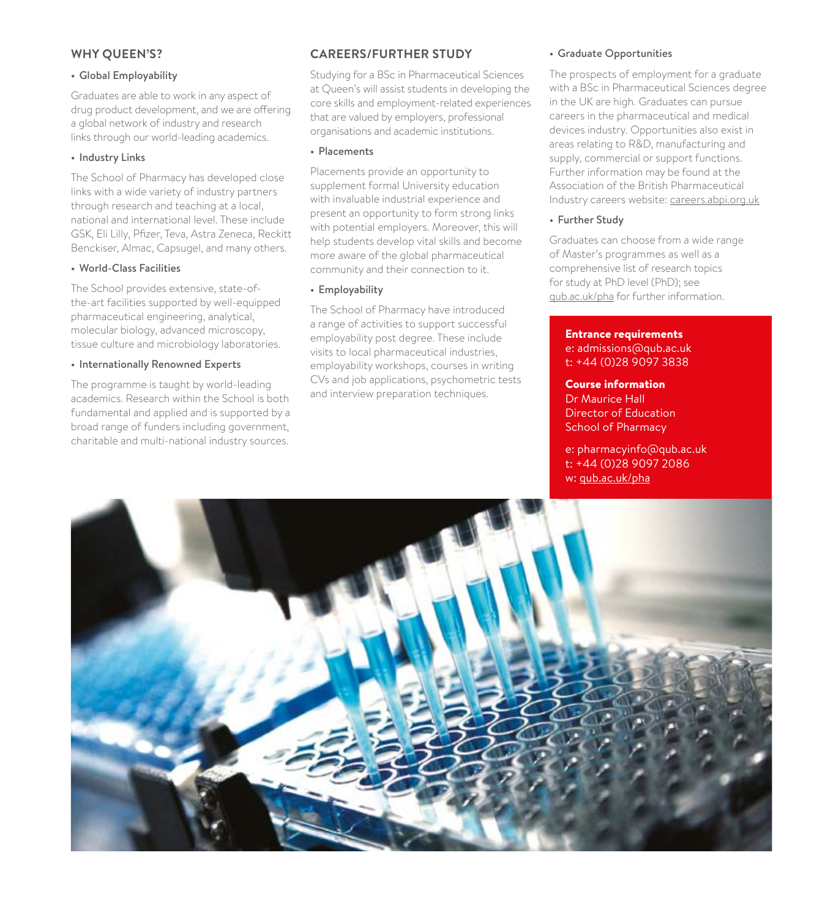## WHY QUEEN'S?

- **Global Employability**

Graduates are able to work in any aspect of drug product development, and we are offering a global network of industry and research links through our world-leading academics.

- **Industry Links**

The School of Pharmacy has developed close links with a wide variety of industry partners through research and teaching at a local, national and international level. These include GSK, Eli Lilly, Pfizer, Teva, Astra Zeneca, Reckitt Benckiser, Almac, Capsugel, and many others.

- **World-Class Facilities**

The School provides extensive, state-of-the-art facilities supported by well-equipped pharmaceutical engineering, analytical, molecular biology, advanced microscopy, tissue culture and microbiology laboratories.

- **Internationally Renowned Experts**

The programme is taught by world-leading academics. Research within the School is both fundamental and applied and is supported by a broad range of funders including government, charitable and multi-national industry sources.

## CAREERS/FURTHER STUDY

Studying for a BSc in Pharmaceutical Sciences at Queen's will assist students in developing the core skills and employment-related experiences that are valued by employers, professional organisations and academic institutions.

- **Placements**

Placements provide an opportunity to supplement formal University education with invaluable industrial experience and present an opportunity to form strong links with potential employers. Moreover, this will help students develop vital skills and become more aware of the global pharmaceutical community and their connection to it.

- **Employability**

The School of Pharmacy have introduced a range of activities to support successful employability post degree. These include visits to local pharmaceutical industries, employability workshops, courses in writing CVs and job applications, psychometric tests and interview preparation techniques.

- **Graduate Opportunities**

The prospects of employment for a graduate with a BSc in Pharmaceutical Sciences degree in the UK are high. Graduates can pursue careers in the pharmaceutical and medical devices industry. Opportunities also exist in areas relating to R&D, manufacturing and supply, commercial or support functions. Further information may be found at the Association of the British Pharmaceutical Industry careers website: careers.abpi.org.uk

- **Further Study**

Graduates can choose from a wide range of Master's programmes as well as a comprehensive list of research topics for study at PhD level (PhD); see qub.ac.uk/pha for further information.

**Entrance requirements**
e: admissions@qub.ac.uk
t: +44 (0)28 9097 3838

**Course information**
Dr Maurice Hall
Director of Education
School of Pharmacy

e: pharmacyinfo@qub.ac.uk
t: +44 (0)28 9097 2086
w: qub.ac.uk/pha